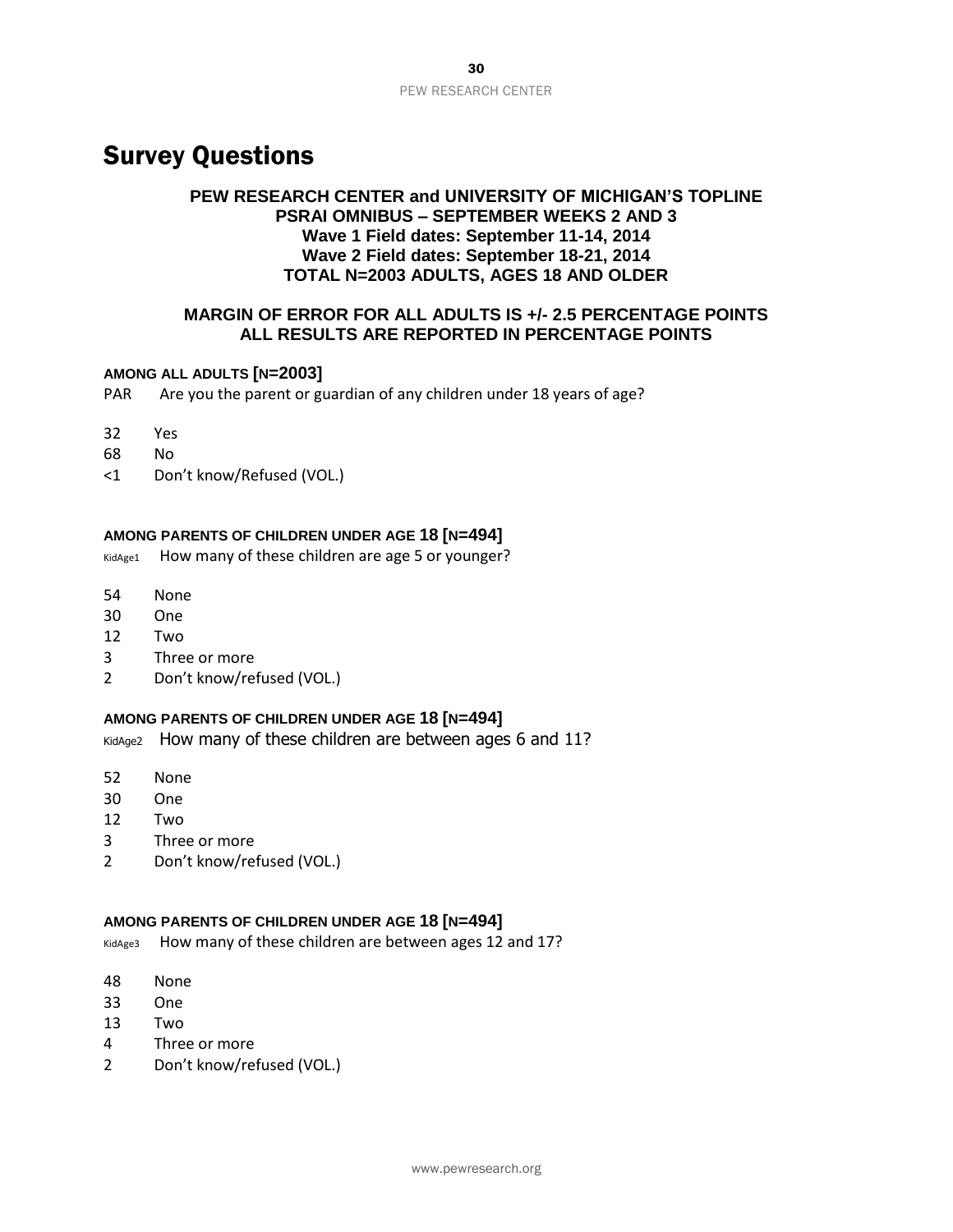# Survey Questions

**PEW RESEARCH CENTER and UNIVERSITY OF MICHIGAN'S TOPLINE**
**PSRAI OMNIBUS – SEPTEMBER WEEKS 2 AND 3**
**Wave 1 Field dates: September 11-14, 2014**
**Wave 2 Field dates: September 18-21, 2014**
**TOTAL N=2003 ADULTS, AGES 18 AND OLDER**

**MARGIN OF ERROR FOR ALL ADULTS IS +/- 2.5 PERCENTAGE POINTS**
**ALL RESULTS ARE REPORTED IN PERCENTAGE POINTS**

**AMONG ALL ADULTS [N=2003]**

PAR Are you the parent or guardian of any children under 18 years of age?

32 Yes
68 No
<1 Don't know/Refused (VOL.)

**AMONG PARENTS OF CHILDREN UNDER AGE 18 [N=494]**

KidAge1 How many of these children are age 5 or younger?

54 None
30 One
12 Two
3 Three or more
2 Don't know/refused (VOL.)

**AMONG PARENTS OF CHILDREN UNDER AGE 18 [N=494]**

KidAge2 How many of these children are between ages 6 and 11?

52 None
30 One
12 Two
3 Three or more
2 Don't know/refused (VOL.)

**AMONG PARENTS OF CHILDREN UNDER AGE 18 [N=494]**

KidAge3 How many of these children are between ages 12 and 17?

48 None
33 One
13 Two
4 Three or more
2 Don't know/refused (VOL.)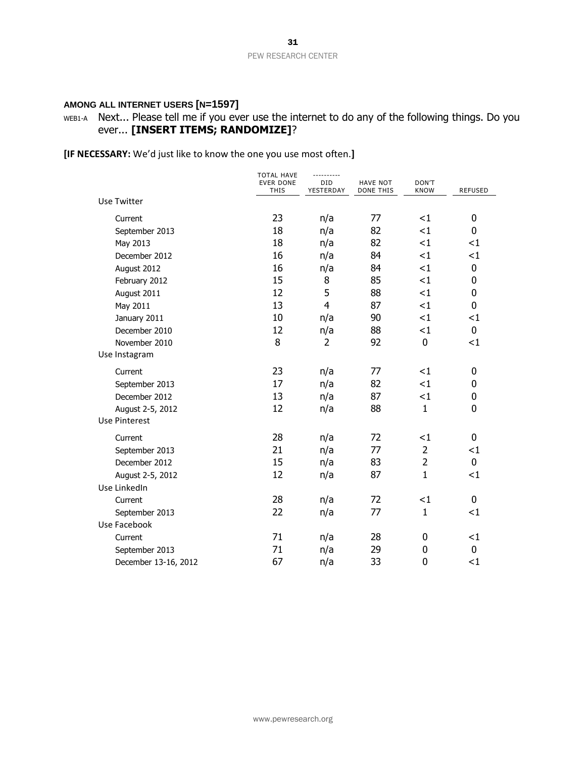**AMONG ALL INTERNET USERS [N=1597]**

WEB1-A Next... Please tell me if you ever use the internet to do any of the following things. Do you ever... **[INSERT ITEMS; RANDOMIZE]**?

**[IF NECESSARY:** We'd just like to know the one you use most often.**]**

| | TOTAL HAVE EVER DONE THIS | ---------- DID YESTERDAY | HAVE NOT DONE THIS | DON'T KNOW | REFUSED |
|---|---|---|---|---|---|
| Use Twitter | | | | | |
| Current | 23 | n/a | 77 | <1 | 0 |
| September 2013 | 18 | n/a | 82 | <1 | 0 |
| May 2013 | 18 | n/a | 82 | <1 | <1 |
| December 2012 | 16 | n/a | 84 | <1 | <1 |
| August 2012 | 16 | n/a | 84 | <1 | 0 |
| February 2012 | 15 | 8 | 85 | <1 | 0 |
| August 2011 | 12 | 5 | 88 | <1 | 0 |
| May 2011 | 13 | 4 | 87 | <1 | 0 |
| January 2011 | 10 | n/a | 90 | <1 | <1 |
| December 2010 | 12 | n/a | 88 | <1 | 0 |
| November 2010 | 8 | 2 | 92 | 0 | <1 |
| Use Instagram | | | | | |
| Current | 23 | n/a | 77 | <1 | 0 |
| September 2013 | 17 | n/a | 82 | <1 | 0 |
| December 2012 | 13 | n/a | 87 | <1 | 0 |
| August 2-5, 2012 | 12 | n/a | 88 | 1 | 0 |
| Use Pinterest | | | | | |
| Current | 28 | n/a | 72 | <1 | 0 |
| September 2013 | 21 | n/a | 77 | 2 | <1 |
| December 2012 | 15 | n/a | 83 | 2 | 0 |
| August 2-5, 2012 | 12 | n/a | 87 | 1 | <1 |
| Use LinkedIn | | | | | |
| Current | 28 | n/a | 72 | <1 | 0 |
| September 2013 | 22 | n/a | 77 | 1 | <1 |
| Use Facebook | | | | | |
| Current | 71 | n/a | 28 | 0 | <1 |
| September 2013 | 71 | n/a | 29 | 0 | 0 |
| December 13-16, 2012 | 67 | n/a | 33 | 0 | <1 |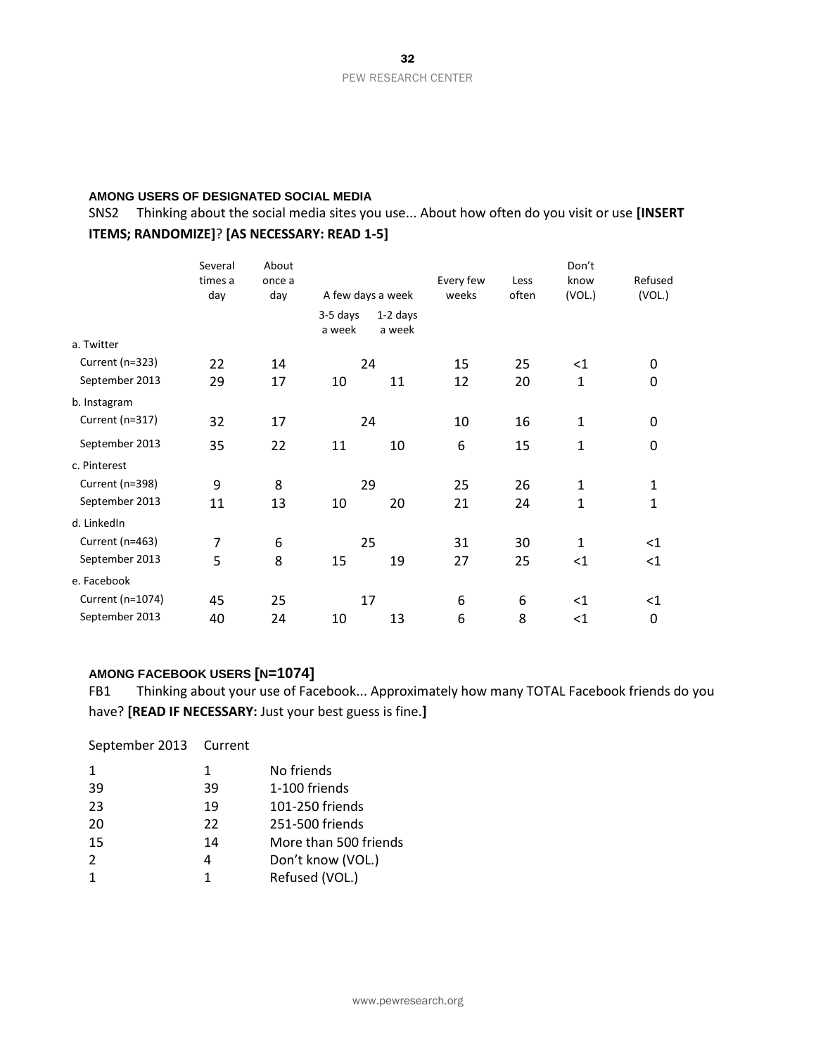**AMONG USERS OF DESIGNATED SOCIAL MEDIA**

SNS2 Thinking about the social media sites you use... About how often do you visit or use **[INSERT ITEMS; RANDOMIZE]**? **[AS NECESSARY: READ 1-5]**

| | Several times a day | About once a day | A few days a week | | Every few weeks | Less often | Don't know (VOL.) | Refused (VOL.) |
|---|---|---|---|---|---|---|---|---|
| | | | 3-5 days a week | 1-2 days a week | | | | |
| a. Twitter | | | | | | | | |
| Current (n=323) | 22 | 14 | 24 | | 15 | 25 | <1 | 0 |
| September 2013 | 29 | 17 | 10 | 11 | 12 | 20 | 1 | 0 |
| b. Instagram | | | | | | | | |
| Current (n=317) | 32 | 17 | 24 | | 10 | 16 | 1 | 0 |
| September 2013 | 35 | 22 | 11 | 10 | 6 | 15 | 1 | 0 |
| c. Pinterest | | | | | | | | |
| Current (n=398) | 9 | 8 | 29 | | 25 | 26 | 1 | 1 |
| September 2013 | 11 | 13 | 10 | 20 | 21 | 24 | 1 | 1 |
| d. LinkedIn | | | | | | | | |
| Current (n=463) | 7 | 6 | 25 | | 31 | 30 | 1 | <1 |
| September 2013 | 5 | 8 | 15 | 19 | 27 | 25 | <1 | <1 |
| e. Facebook | | | | | | | | |
| Current (n=1074) | 45 | 25 | 17 | | 6 | 6 | <1 | <1 |
| September 2013 | 40 | 24 | 10 | 13 | 6 | 8 | <1 | 0 |

**AMONG FACEBOOK USERS [N=1074]**

FB1 Thinking about your use of Facebook... Approximately how many TOTAL Facebook friends do you have? **[READ IF NECESSARY:** Just your best guess is fine.**]**

| September 2013 | Current | |
|---|---|---|
| 1 | 1 | No friends |
| 39 | 39 | 1-100 friends |
| 23 | 19 | 101-250 friends |
| 20 | 22 | 251-500 friends |
| 15 | 14 | More than 500 friends |
| 2 | 4 | Don't know (VOL.) |
| 1 | 1 | Refused (VOL.) |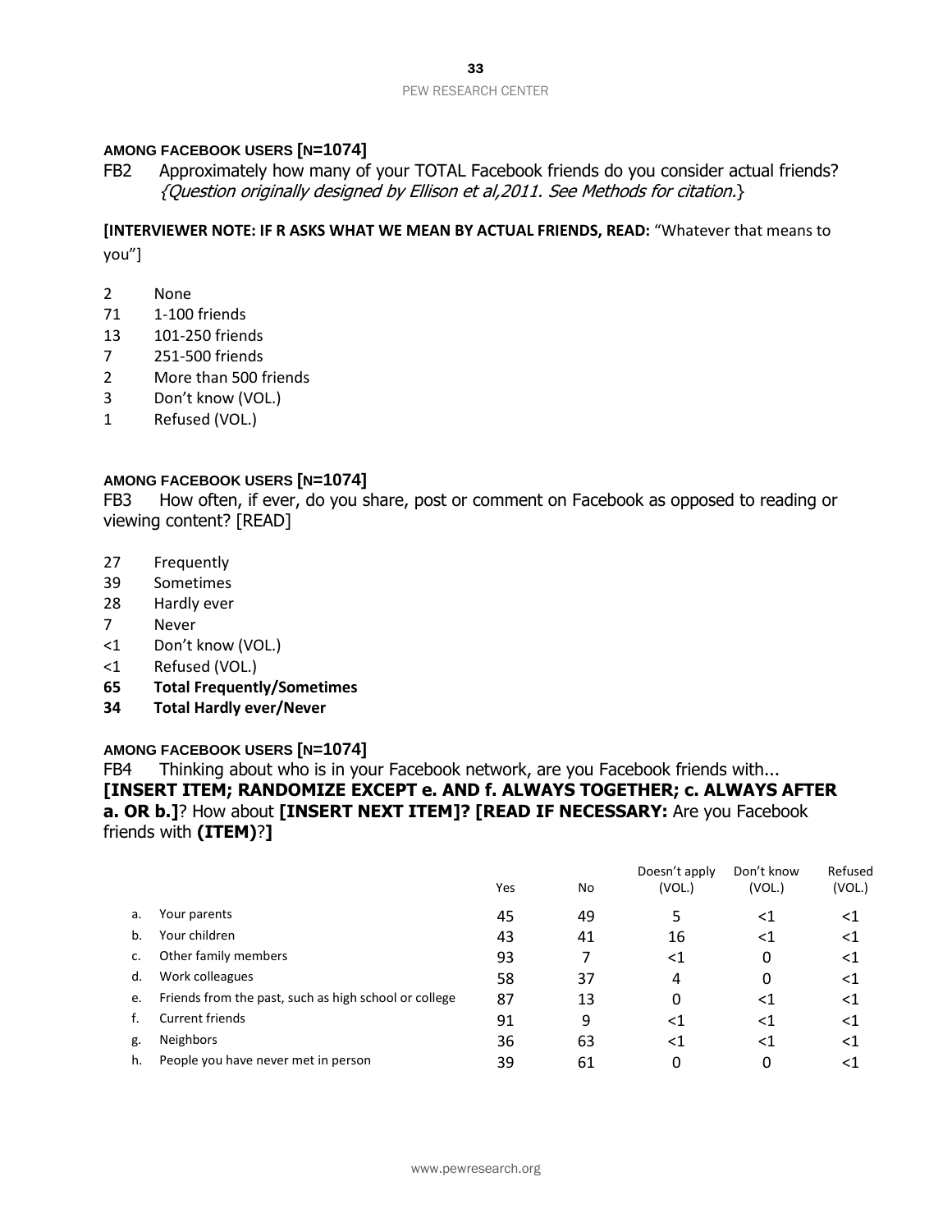**AMONG FACEBOOK USERS [N=1074]**

FB2 Approximately how many of your TOTAL Facebook friends do you consider actual friends? *{Question originally designed by Ellison et al,2011. See Methods for citation.}*

**[INTERVIEWER NOTE: IF R ASKS WHAT WE MEAN BY ACTUAL FRIENDS, READ:** "Whatever that means to you"]

| | |
|---|---|
| 2 | None |
| 71 | 1-100 friends |
| 13 | 101-250 friends |
| 7 | 251-500 friends |
| 2 | More than 500 friends |
| 3 | Don't know (VOL.) |
| 1 | Refused (VOL.) |

**AMONG FACEBOOK USERS [N=1074]**

FB3 How often, if ever, do you share, post or comment on Facebook as opposed to reading or viewing content? [READ]

| | |
|---|---|
| 27 | Frequently |
| 39 | Sometimes |
| 28 | Hardly ever |
| 7 | Never |
| <1 | Don't know (VOL.) |
| <1 | Refused (VOL.) |
| **65** | **Total Frequently/Sometimes** |
| **34** | **Total Hardly ever/Never** |

**AMONG FACEBOOK USERS [N=1074]**

FB4 Thinking about who is in your Facebook network, are you Facebook friends with... **[INSERT ITEM; RANDOMIZE EXCEPT e. AND f. ALWAYS TOGETHER; c. ALWAYS AFTER a. OR b.]**? How about **[INSERT NEXT ITEM]? [READ IF NECESSARY:** Are you Facebook friends with **(ITEM)**?**]**

| | | Yes | No | Doesn't apply (VOL.) | Don't know (VOL.) | Refused (VOL.) |
|---|---|---|---|---|---|---|
| a. | Your parents | 45 | 49 | 5 | <1 | <1 |
| b. | Your children | 43 | 41 | 16 | <1 | <1 |
| c. | Other family members | 93 | 7 | <1 | 0 | <1 |
| d. | Work colleagues | 58 | 37 | 4 | 0 | <1 |
| e. | Friends from the past, such as high school or college | 87 | 13 | 0 | <1 | <1 |
| f. | Current friends | 91 | 9 | <1 | <1 | <1 |
| g. | Neighbors | 36 | 63 | <1 | <1 | <1 |
| h. | People you have never met in person | 39 | 61 | 0 | 0 | <1 |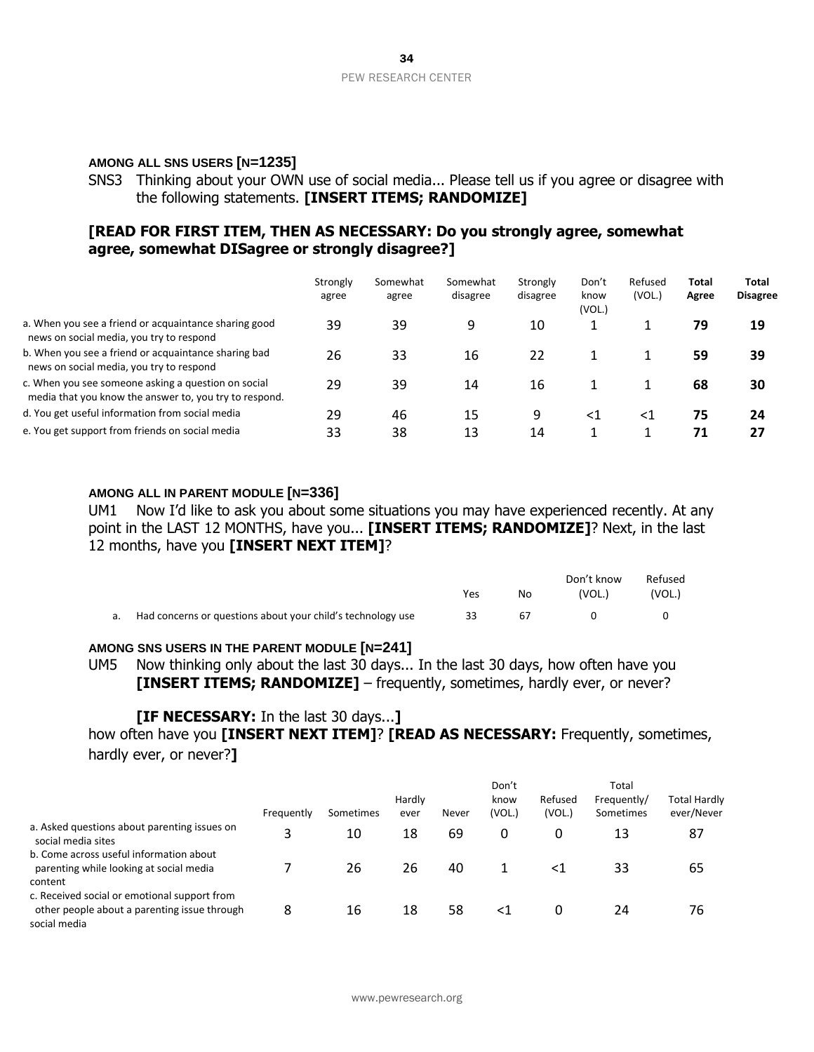**AMONG ALL SNS USERS [N=1235]**

SNS3 Thinking about your OWN use of social media... Please tell us if you agree or disagree with the following statements. **[INSERT ITEMS; RANDOMIZE]**

**[READ FOR FIRST ITEM, THEN AS NECESSARY: Do you strongly agree, somewhat agree, somewhat DISagree or strongly disagree?]**

| | Strongly agree | Somewhat agree | Somewhat disagree | Strongly disagree | Don't know (VOL.) | Refused (VOL.) | **Total Agree** | **Total Disagree** |
|---|---|---|---|---|---|---|---|---|
| a. When you see a friend or acquaintance sharing good news on social media, you try to respond | 39 | 39 | 9 | 10 | 1 | 1 | **79** | **19** |
| b. When you see a friend or acquaintance sharing bad news on social media, you try to respond | 26 | 33 | 16 | 22 | 1 | 1 | **59** | **39** |
| c. When you see someone asking a question on social media that you know the answer to, you try to respond. | 29 | 39 | 14 | 16 | 1 | 1 | **68** | **30** |
| d. You get useful information from social media | 29 | 46 | 15 | 9 | <1 | <1 | **75** | **24** |
| e. You get support from friends on social media | 33 | 38 | 13 | 14 | 1 | 1 | **71** | **27** |

**AMONG ALL IN PARENT MODULE [N=336]**

UM1 Now I'd like to ask you about some situations you may have experienced recently. At any point in the LAST 12 MONTHS, have you... **[INSERT ITEMS; RANDOMIZE]**? Next, in the last 12 months, have you **[INSERT NEXT ITEM]**?

| | Yes | No | Don't know (VOL.) | Refused (VOL.) |
|---|---|---|---|---|
| a. Had concerns or questions about your child's technology use | 33 | 67 | 0 | 0 |

**AMONG SNS USERS IN THE PARENT MODULE [N=241]**

UM5 Now thinking only about the last 30 days... In the last 30 days, how often have you **[INSERT ITEMS; RANDOMIZE]** – frequently, sometimes, hardly ever, or never?

**[IF NECESSARY:** In the last 30 days...**]**
how often have you **[INSERT NEXT ITEM]**? **[READ AS NECESSARY:** Frequently, sometimes, hardly ever, or never?**]**

| | Frequently | Sometimes | Hardly ever | Never | Don't know (VOL.) | Refused (VOL.) | Total Frequently/ Sometimes | Total Hardly ever/Never |
|---|---|---|---|---|---|---|---|---|
| a. Asked questions about parenting issues on social media sites | 3 | 10 | 18 | 69 | 0 | 0 | 13 | 87 |
| b. Come across useful information about parenting while looking at social media content | 7 | 26 | 26 | 40 | 1 | <1 | 33 | 65 |
| c. Received social or emotional support from other people about a parenting issue through social media | 8 | 16 | 18 | 58 | <1 | 0 | 24 | 76 |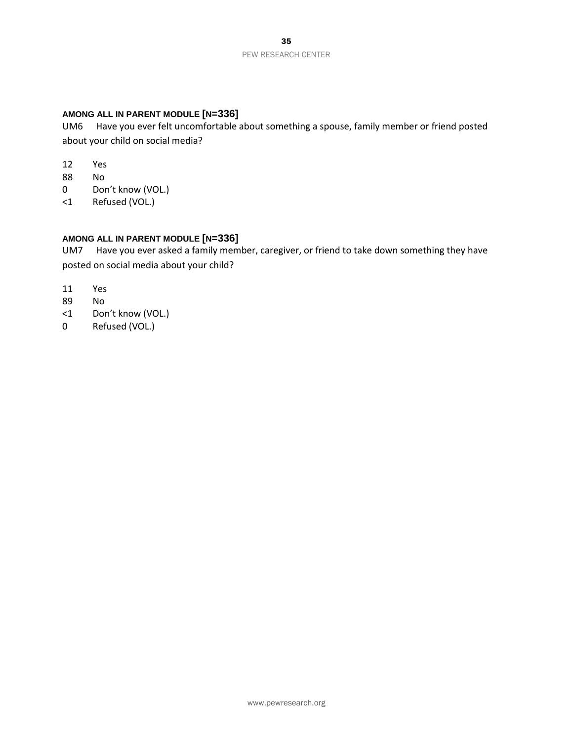**AMONG ALL IN PARENT MODULE [N=336]**

UM6 Have you ever felt uncomfortable about something a spouse, family member or friend posted about your child on social media?

12 Yes
88 No
0 Don't know (VOL.)
<1 Refused (VOL.)

**AMONG ALL IN PARENT MODULE [N=336]**

UM7 Have you ever asked a family member, caregiver, or friend to take down something they have posted on social media about your child?

11 Yes
89 No
<1 Don't know (VOL.)
0 Refused (VOL.)